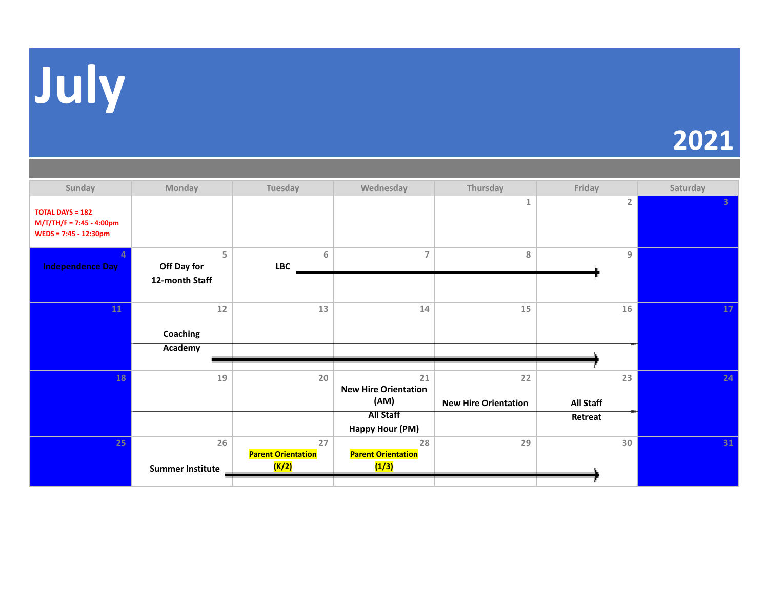# July

## 2021

| Sunday | Monday | Tuesday | Wednesday | Thursday | Friday | Saturday |
|---|---|---|---|---|---|---|
| TOTAL DAYS = 182<br>M/T/TH/F = 7:45 - 4:00pm<br>WEDS = 7:45 - 12:30pm | | | | 1 | 2 | 3 |
| 4<br>Independence Day | 5<br>Off Day for 12-month Staff | 6<br>LBC → | 7 | 8 | 9 | |
| 11 | 12<br>Coaching Academy → | 13 | 14 | 15 | 16 | 17 |
| 18 | 19 | 20 | 21<br>New Hire Orientation (AM)<br>All Staff Happy Hour (PM) | 22<br>New Hire Orientation | 23<br>All Staff Retreat | 24 |
| 25 | 26<br>Summer Institute → | 27<br>Parent Orientation (K/2) | 28<br>Parent Orientation (1/3) | 29 | 30 | 31 |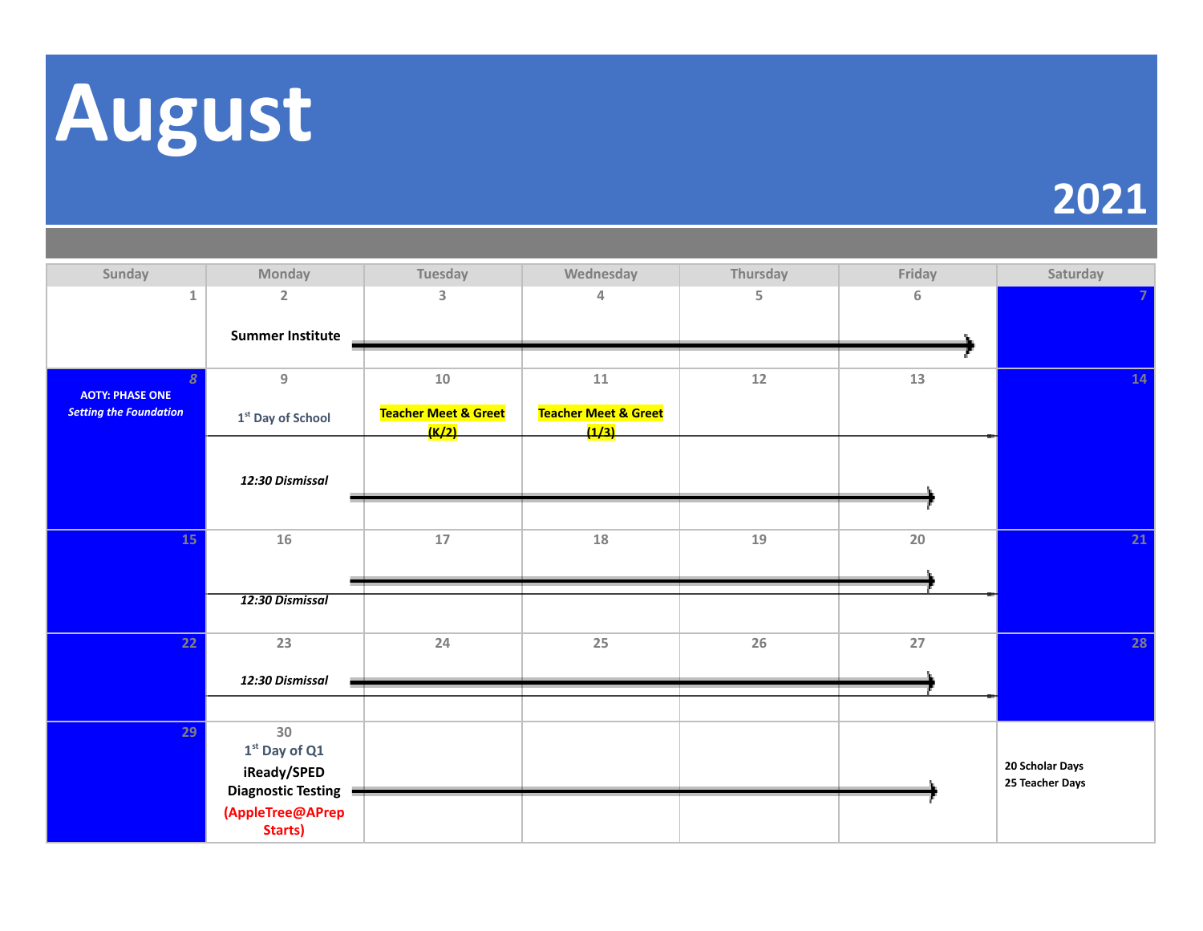# August

## 2021

| Sunday | Monday | Tuesday | Wednesday | Thursday | Friday | Saturday |
|---|---|---|---|---|---|---|
| 1 | 2<br>Summer Institute → | 3 | 4 | 5 | 6 | 7 |
| 8<br>**AOTY: PHASE ONE**<br>***Setting the Foundation*** | 9<br>1st Day of School<br>***12:30 Dismissal*** → | 10<br>**Teacher Meet & Greet (K/2)** | 11<br>**Teacher Meet & Greet (1/3)** | 12 | 13 | 14 |
| 15 | 16<br>***12:30 Dismissal*** → | 17 | 18 | 19 | 20 | 21 |
| 22 | 23<br>***12:30 Dismissal*** → | 24 | 25 | 26 | 27 | 28 |
| 29 | 30<br>**1st Day of Q1**<br>**iReady/SPED Diagnostic Testing** →<br>**(AppleTree@APrep Starts)** | | | | | **20 Scholar Days**<br>**25 Teacher Days** |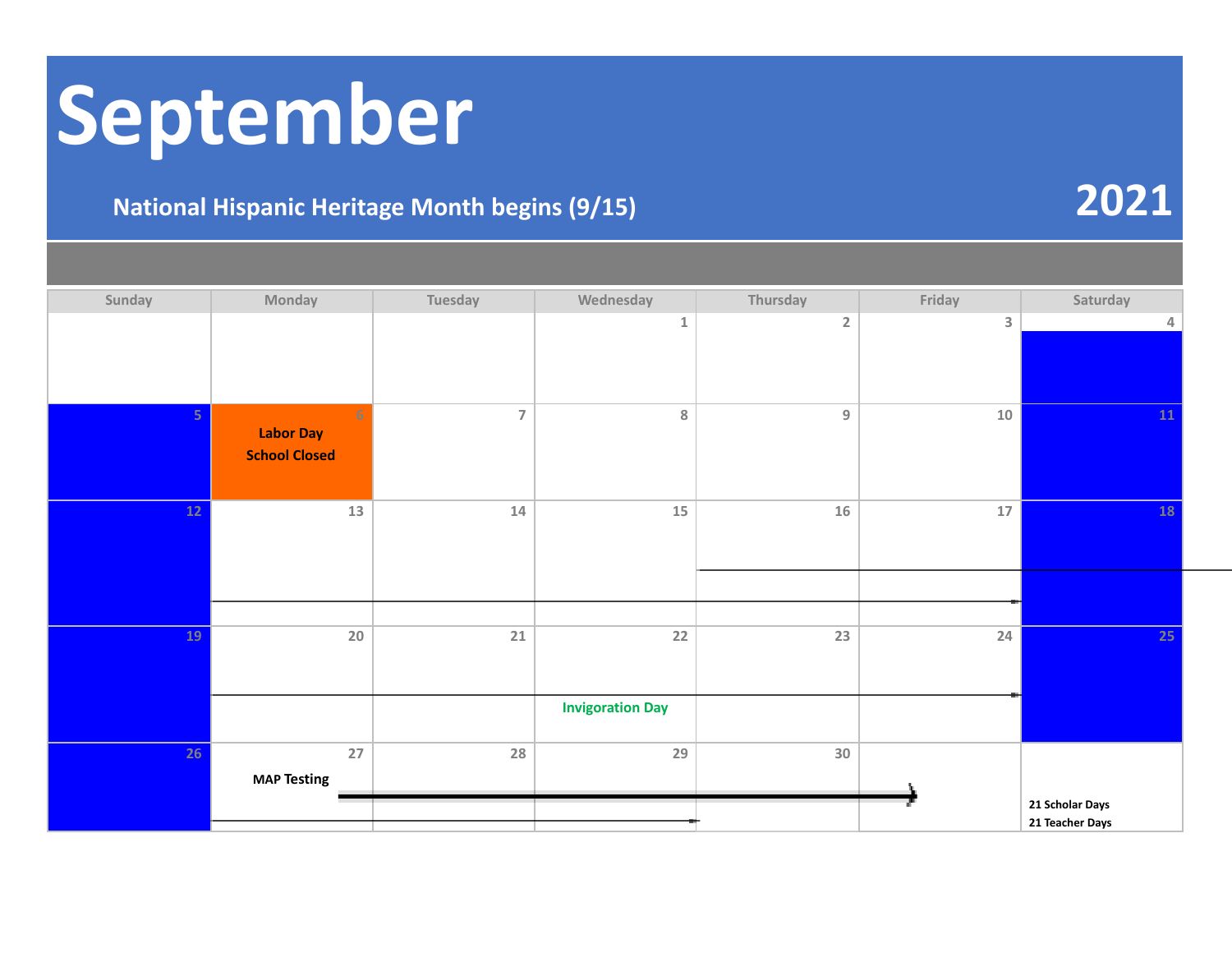# September

**National Hispanic Heritage Month begins (9/15)**

**2021**

| Sunday | Monday | Tuesday | Wednesday | Thursday | Friday | Saturday |
|---|---|---|---|---|---|---|
| | | | 1 | 2 | 3 | 4 |
| 5 | 6 **Labor Day School Closed** | 7 | 8 | 9 | 10 | 11 |
| 12 | 13 | 14 | 15 | 16 | 17 | 18 |
| 19 | 20 | 21 | 22 **Invigoration Day** | 23 | 24 | 25 |
| 26 | 27 **MAP Testing** | 28 | 29 | 30 | | **21 Scholar Days** **21 Teacher Days** |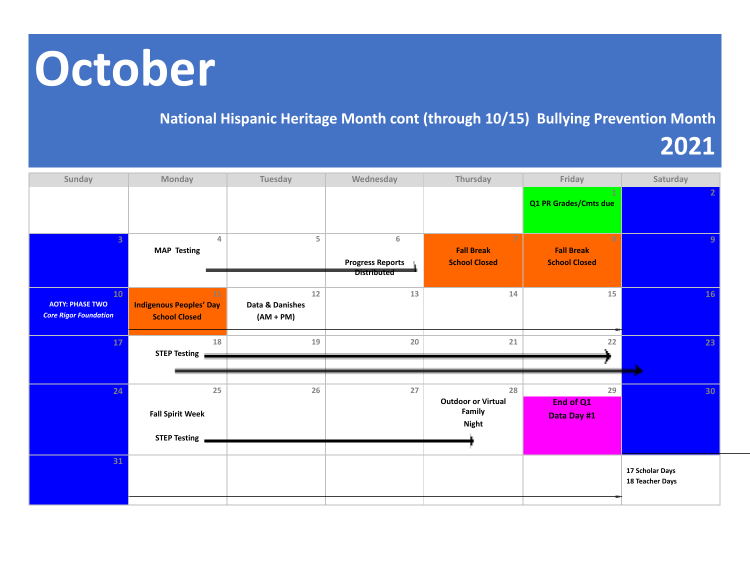# October

**National Hispanic Heritage Month cont (through 10/15) Bullying Prevention Month**

**2021**

| Sunday | Monday | Tuesday | Wednesday | Thursday | Friday | Saturday |
|---|---|---|---|---|---|---|
| | | | | | 1 **Q1 PR Grades/Cmts due** | 2 |
| 3 | 4 **MAP Testing** | 5 | 6 **Progress Reports Distributed** | 7 **Fall Break School Closed** | 8 **Fall Break School Closed** | 9 |
| 10 **AOTY: PHASE TWO** ***Core Rigor Foundation*** | 11 **Indigenous Peoples' Day School Closed** | 12 **Data & Danishes (AM + PM)** | 13 | 14 | 15 | 16 |
| 17 | 18 **STEP Testing** | 19 | 20 | 21 | 22 | 23 |
| 24 | 25 **Fall Spirit Week** **STEP Testing** | 26 | 27 | 28 **Outdoor or Virtual Family Night** | 29 **End of Q1 Data Day #1** | 30 |
| 31 | | | | | | **17 Scholar Days** **18 Teacher Days** |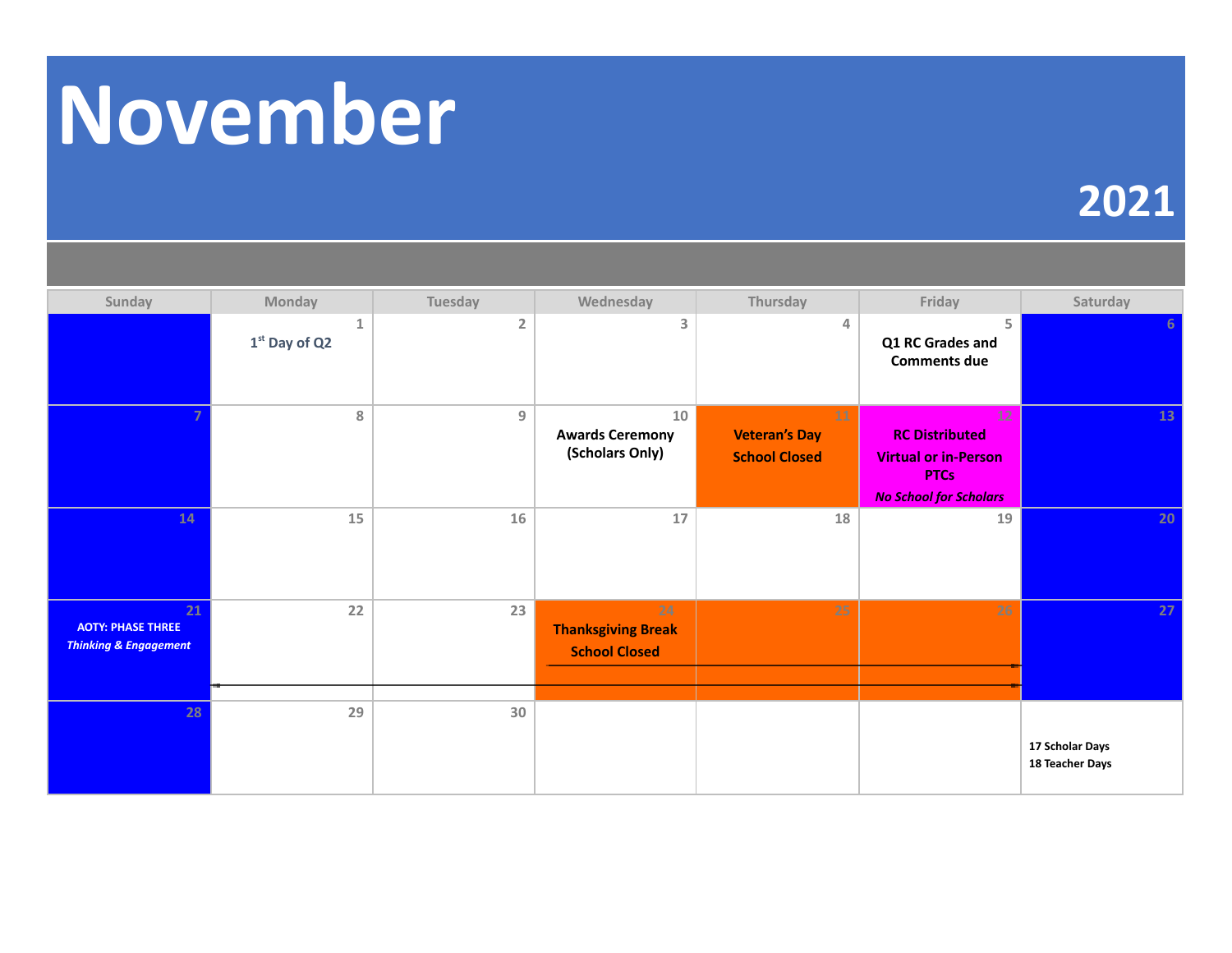# November

## 2021

| Sunday | Monday | Tuesday | Wednesday | Thursday | Friday | Saturday |
|---|---|---|---|---|---|---|
| | 1 **1st Day of Q2** | 2 | 3 | 4 | 5 **Q1 RC Grades and Comments due** | 6 |
| 7 | 8 | 9 | 10 **Awards Ceremony (Scholars Only)** | 11 **Veteran's Day School Closed** | 12 **RC Distributed Virtual or in-Person PTCs** ***No School for Scholars*** | 13 |
| 14 | 15 | 16 | 17 | 18 | 19 | 20 |
| 21 **AOTY: PHASE THREE** ***Thinking & Engagement*** | 22 | 23 | 24 **Thanksgiving Break School Closed** | 25 | 26 | 27 |
| 28 | 29 | 30 | | | | **17 Scholar Days** **18 Teacher Days** |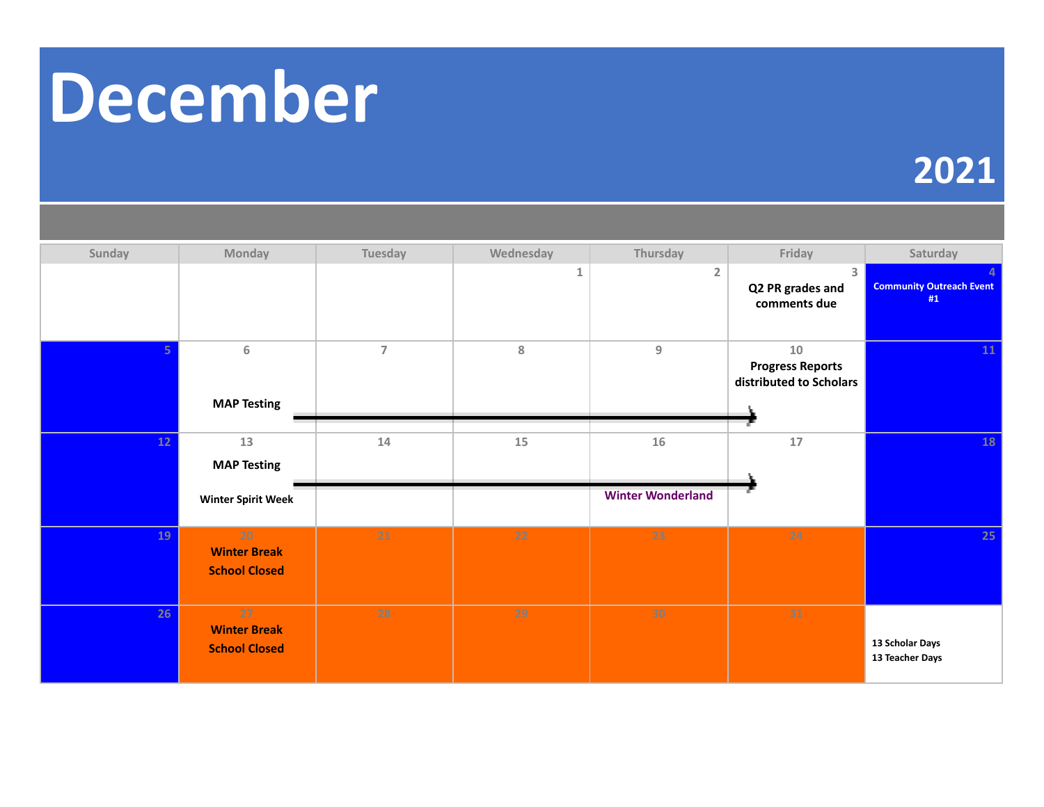# December

## 2021

| Sunday | Monday | Tuesday | Wednesday | Thursday | Friday | Saturday |
|---|---|---|---|---|---|---|
| | | | 1 | 2 | 3 Q2 PR grades and comments due | 4 Community Outreach Event #1 |
| 5 | 6 MAP Testing → | 7 | 8 | 9 | 10 Progress Reports distributed to Scholars | 11 |
| 12 | 13 MAP Testing → Winter Spirit Week | 14 | 15 | 16 Winter Wonderland | 17 | 18 |
| 19 | 20 Winter Break School Closed | 21 | 22 | 23 | 24 | 25 |
| 26 | 27 Winter Break School Closed | 28 | 29 | 30 | 31 | 13 Scholar Days 13 Teacher Days |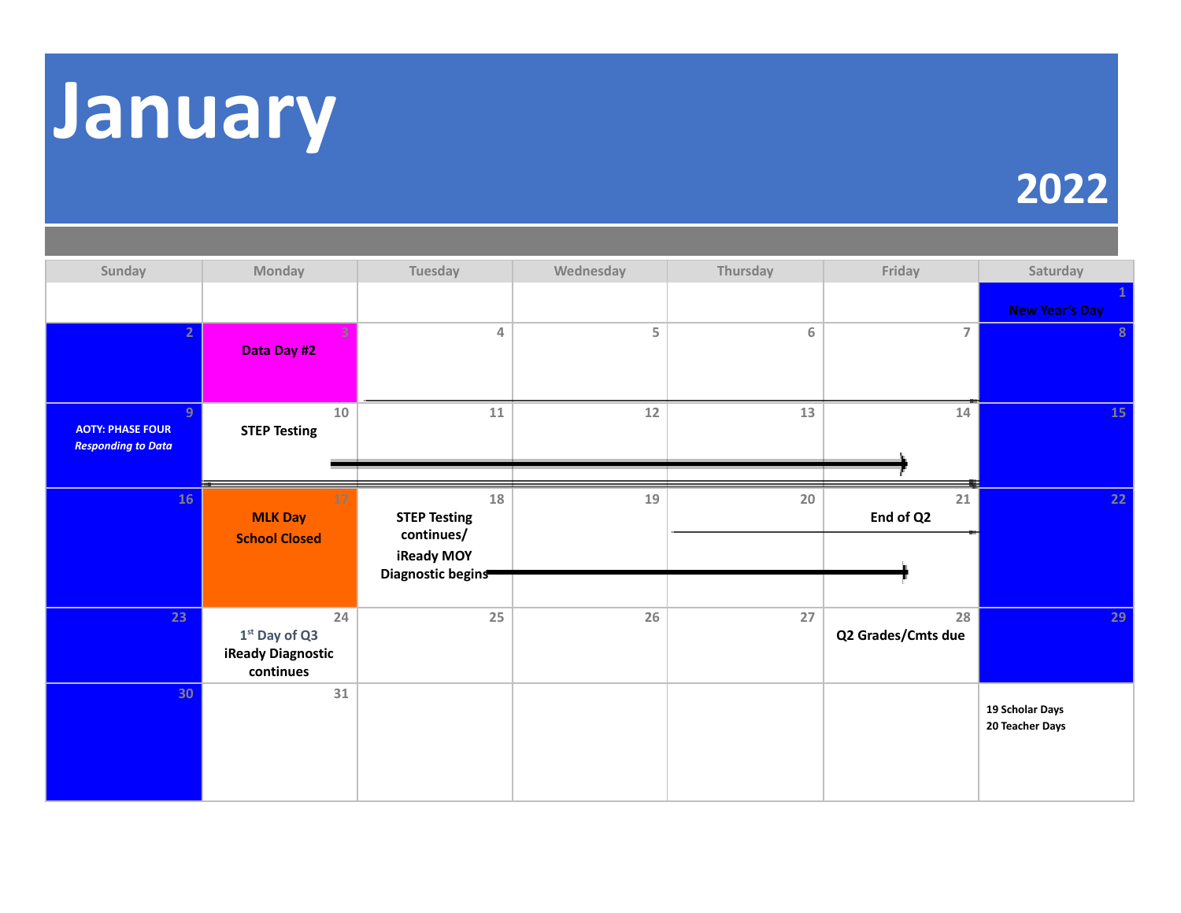# January

## 2022

| Sunday | Monday | Tuesday | Wednesday | Thursday | Friday | Saturday |
|---|---|---|---|---|---|---|
| | | | | | | 1 New Year's Day |
| 2 | 3 **Data Day #2** | 4 | 5 | 6 | 7 | 8 |
| 9 **AOTY: PHASE FOUR** ***Responding to Data*** | 10 **STEP Testing** | 11 | 12 | 13 | 14 | 15 |
| 16 | 17 **MLK Day School Closed** | 18 **STEP Testing continues/ iReady MOY Diagnostic begins** | 19 | 20 | 21 **End of Q2** | 22 |
| 23 | 24 1st Day of Q3 **iReady Diagnostic continues** | 25 | 26 | 27 | 28 **Q2 Grades/Cmts due** | 29 |
| 30 | 31 | | | | | **19 Scholar Days** **20 Teacher Days** |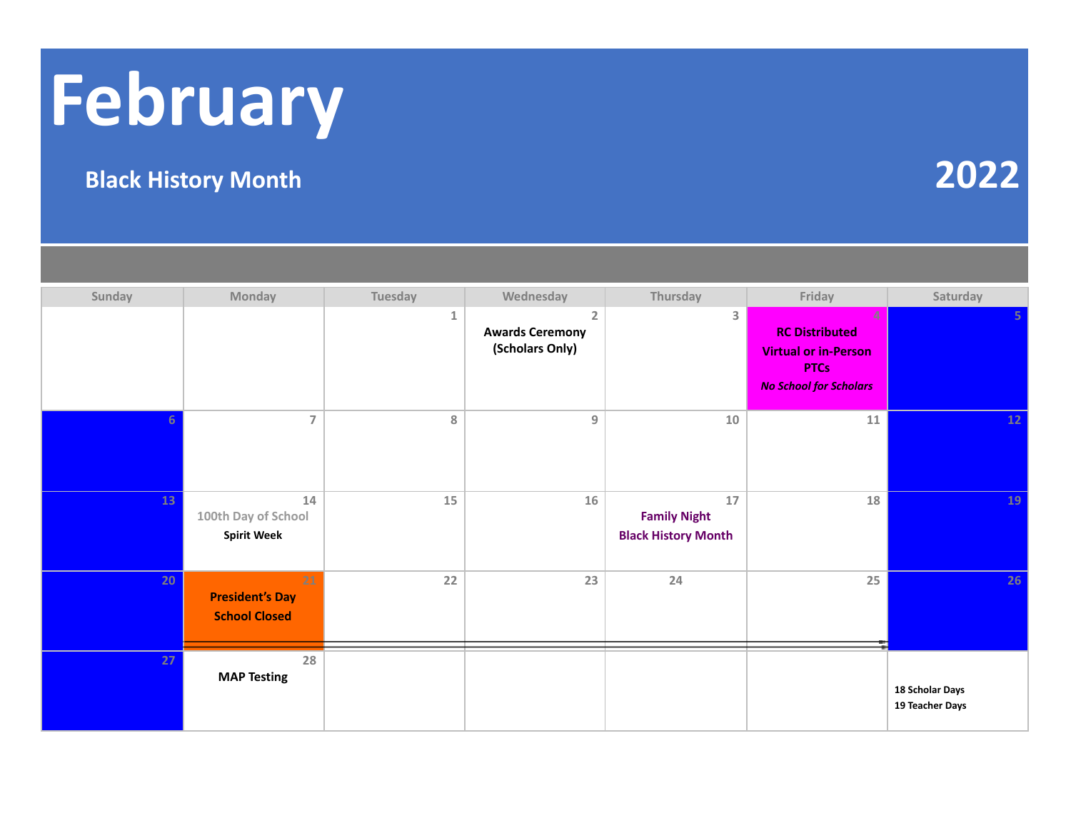# February

## Black History Month

## 2022

| Sunday | Monday | Tuesday | Wednesday | Thursday | Friday | Saturday |
|---|---|---|---|---|---|---|
| | | 1 | 2<br>**Awards Ceremony (Scholars Only)** | 3 | 4<br>**RC Distributed Virtual or in-Person PTCs**<br>***No School for Scholars*** | 5 |
| 6 | 7 | 8 | 9 | 10 | 11 | 12 |
| 13 | 14<br>100th Day of School<br>**Spirit Week** | 15 | 16 | 17<br>**Family Night Black History Month** | 18 | 19 |
| 20 | 21<br>**President's Day School Closed** | 22 | 23 | 24 | 25 | 26 |
| 27 | 28<br>**MAP Testing** | | | | | **18 Scholar Days**<br>**19 Teacher Days** |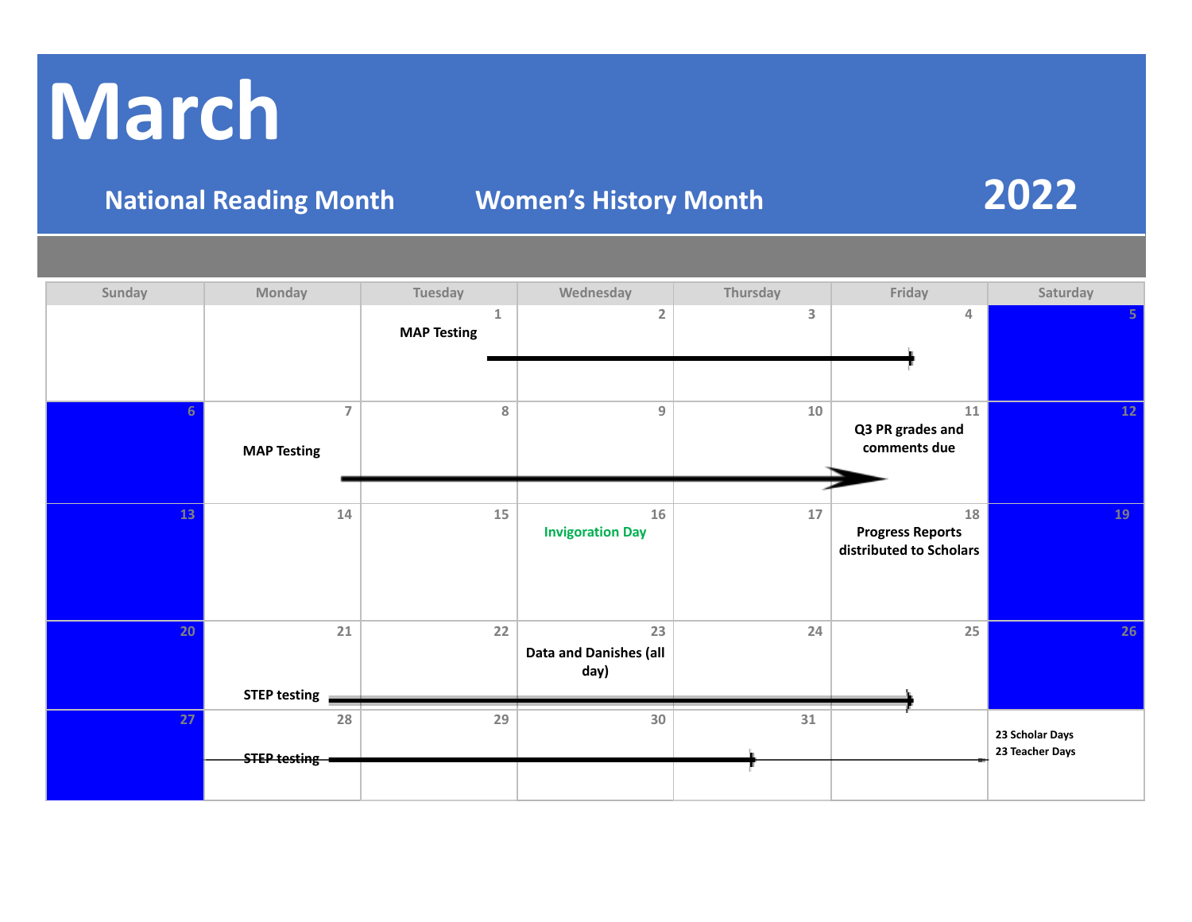# March

**National Reading Month** **Women's History Month** **2022**

| Sunday | Monday | Tuesday | Wednesday | Thursday | Friday | Saturday |
|---|---|---|---|---|---|---|
| | | 1 MAP Testing | 2 | 3 | 4 | 5 |
| 6 | 7 MAP Testing | 8 | 9 | 10 | 11 Q3 PR grades and comments due | 12 |
| 13 | 14 | 15 | 16 Invigoration Day | 17 | 18 Progress Reports distributed to Scholars | 19 |
| 20 | 21 STEP testing | 22 | 23 Data and Danishes (all day) | 24 | 25 | 26 |
| 27 | 28 STEP testing | 29 | 30 | 31 | | 23 Scholar Days 23 Teacher Days |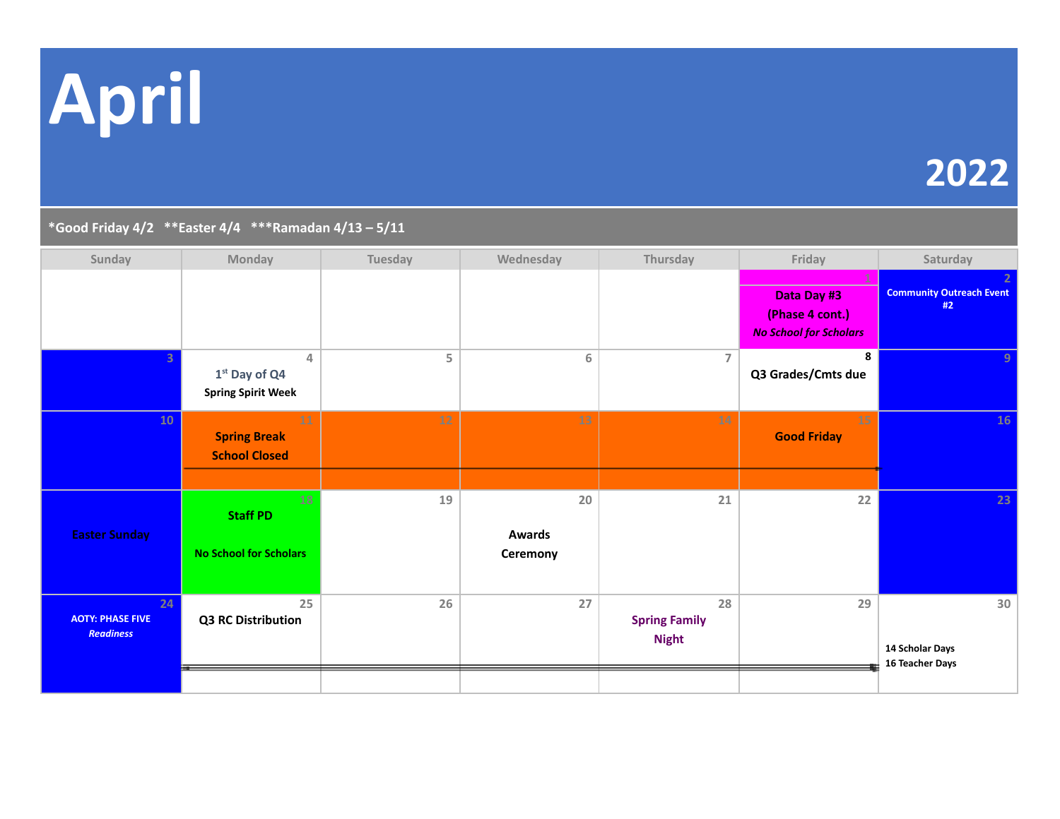# April

## 2022

*Good Friday 4/2   **Easter 4/4   ***Ramadan 4/13 – 5/11

| Sunday | Monday | Tuesday | Wednesday | Thursday | Friday | Saturday |
|---|---|---|---|---|---|---|
| | | | | | 1 Data Day #3 (Phase 4 cont.) *No School for Scholars* | 2 Community Outreach Event #2 |
| 3 | 4 1st Day of Q4 Spring Spirit Week | 5 | 6 | 7 | 8 Q3 Grades/Cmts due | 9 |
| 10 | 11 Spring Break School Closed | 12 | 13 | 14 | 15 Good Friday | 16 |
| Easter Sunday | 18 Staff PD No School for Scholars | 19 | 20 Awards Ceremony | 21 | 22 | 23 |
| 24 AOTY: PHASE FIVE *Readiness* | 25 Q3 RC Distribution | 26 | 27 | 28 Spring Family Night | 29 | 30 14 Scholar Days 16 Teacher Days |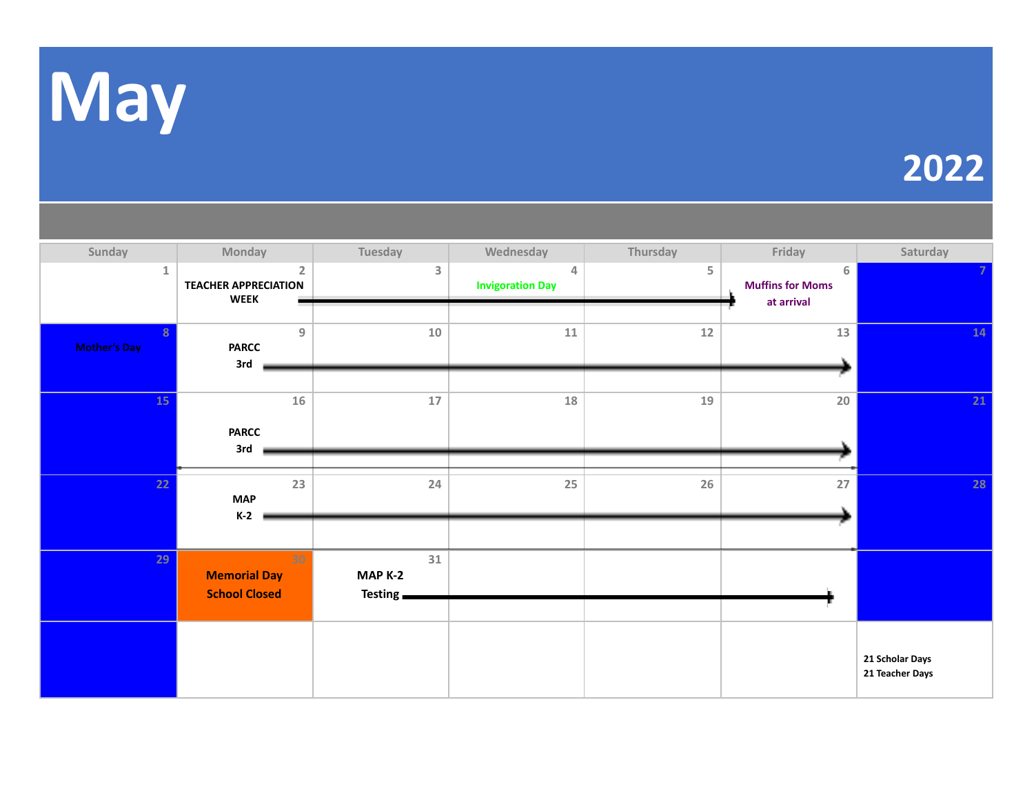# May

## 2022

| Sunday | Monday | Tuesday | Wednesday | Thursday | Friday | Saturday |
|---|---|---|---|---|---|---|
| 1 | 2 TEACHER APPRECIATION WEEK → | 3 | 4 Invigoration Day | 5 | 6 Muffins for Moms at arrival | 7 |
| 8 Mother's Day | 9 PARCC 3rd → | 10 | 11 | 12 | 13 | 14 |
| 15 | 16 PARCC 3rd → | 17 | 18 | 19 | 20 | 21 |
| 22 | 23 MAP K-2 → | 24 | 25 | 26 | 27 | 28 |
| 29 | 30 Memorial Day School Closed | 31 MAP K-2 Testing → | | | | |
| | | | | | | 21 Scholar Days 21 Teacher Days |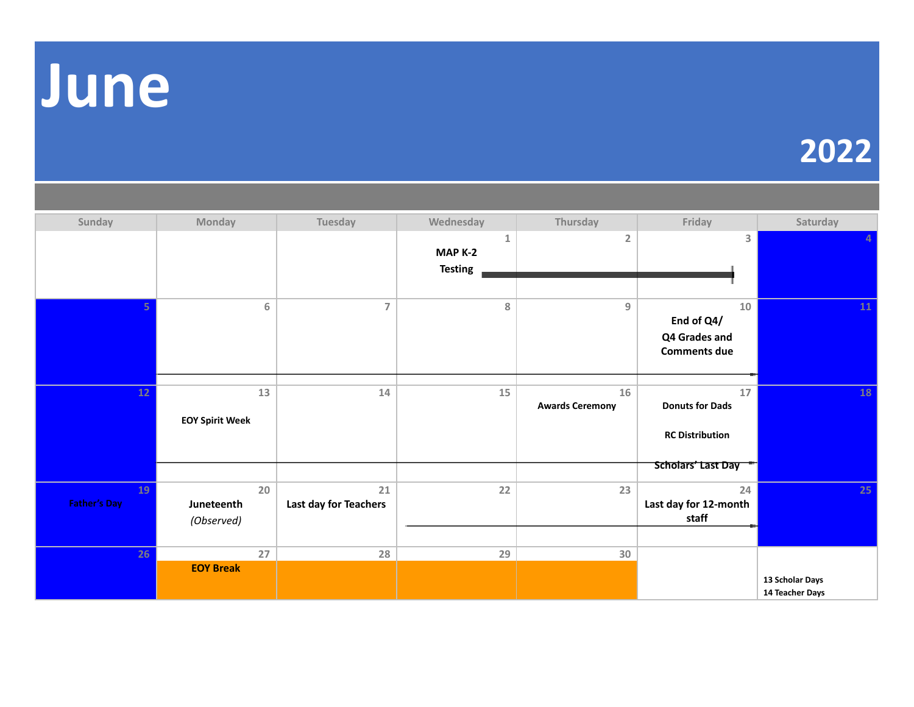# June

## 2022

| Sunday | Monday | Tuesday | Wednesday | Thursday | Friday | Saturday |
|---|---|---|---|---|---|---|
| | | | 1 MAP K-2 Testing | 2 | 3 | 4 |
| 5 | 6 | 7 | 8 | 9 | 10 End of Q4/ Q4 Grades and Comments due | 11 |
| 12 | 13 EOY Spirit Week | 14 | 15 | 16 Awards Ceremony | 17 Donuts for Dads<br>RC Distribution<br>Scholars' Last Day | 18 |
| 19 Father's Day | 20 Juneteenth *(Observed)* | 21 Last day for Teachers | 22 | 23 | 24 Last day for 12-month staff | 25 |
| 26 | 27 EOY Break | 28 | 29 | 30 | | 13 Scholar Days<br>14 Teacher Days |